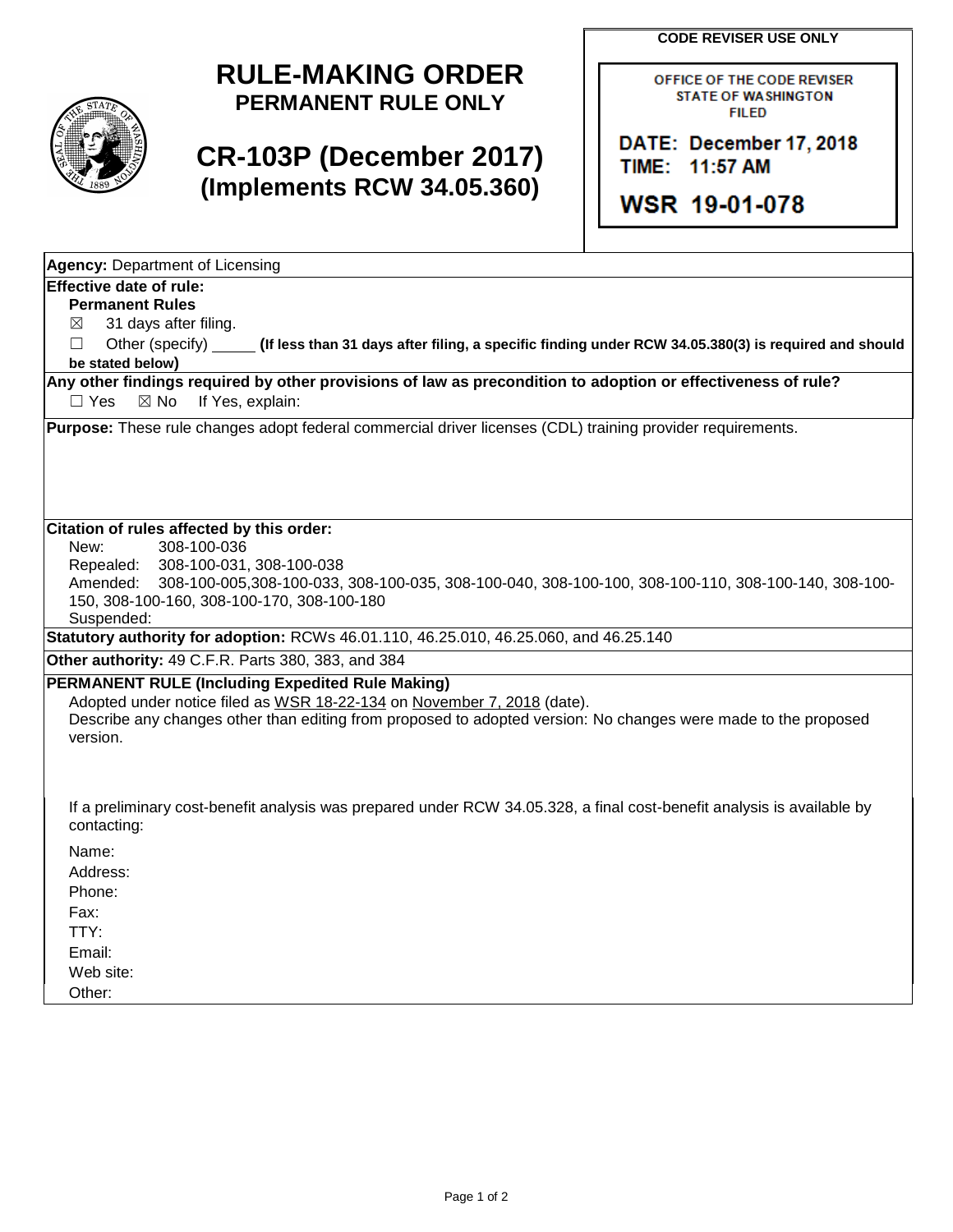# RULE-MAKING ORDER
## PERMANENT RULE ONLY

## CR-103P (December 2017)
## (Implements RCW 34.05.360)

**CODE REVISER USE ONLY**

OFFICE OF THE CODE REVISER
STATE OF WASHINGTON
FILED

DATE: December 17, 2018
TIME: 11:57 AM

WSR 19-01-078

**Agency:** Department of Licensing

**Effective date of rule:**

**Permanent Rules**

☒ 31 days after filing.

☐ Other (specify) _____ **(If less than 31 days after filing, a specific finding under RCW 34.05.380(3) is required and should be stated below)**

**Any other findings required by other provisions of law as precondition to adoption or effectiveness of rule?**

☐ Yes ☒ No If Yes, explain:

**Purpose:** These rule changes adopt federal commercial driver licenses (CDL) training provider requirements.

**Citation of rules affected by this order:**

New: 308-100-036

Repealed: 308-100-031, 308-100-038

Amended: 308-100-005,308-100-033, 308-100-035, 308-100-040, 308-100-100, 308-100-110, 308-100-140, 308-100-150, 308-100-160, 308-100-170, 308-100-180

Suspended:

**Statutory authority for adoption:** RCWs 46.01.110, 46.25.010, 46.25.060, and 46.25.140

**Other authority:** 49 C.F.R. Parts 380, 383, and 384

**PERMANENT RULE (Including Expedited Rule Making)**

Adopted under notice filed as WSR 18-22-134 on November 7, 2018 (date).

Describe any changes other than editing from proposed to adopted version: No changes were made to the proposed version.

If a preliminary cost-benefit analysis was prepared under RCW 34.05.328, a final cost-benefit analysis is available by contacting:

Name:

Address:

Phone:

Fax:

TTY:

Email:

Web site:

Other: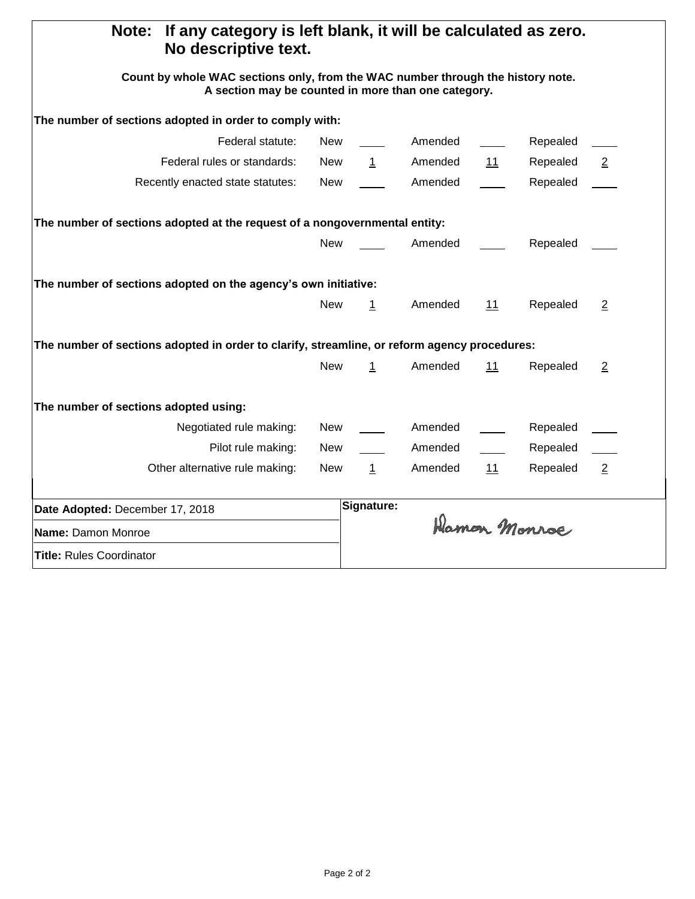**Note: If any category is left blank, it will be calculated as zero. No descriptive text.**

**Count by whole WAC sections only, from the WAC number through the history note. A section may be counted in more than one category.**

**The number of sections adopted in order to comply with:**

| | | | | | | |
|---|---|---|---|---|---|---|
| Federal statute: | New | | Amended | | Repealed | |
| Federal rules or standards: | New | 1 | Amended | 11 | Repealed | 2 |
| Recently enacted state statutes: | New | | Amended | | Repealed | |

**The number of sections adopted at the request of a nongovernmental entity:**

| | | | | | | |
|---|---|---|---|---|---|---|
| | New | | Amended | | Repealed | |

**The number of sections adopted on the agency's own initiative:**

| | | | | | | |
|---|---|---|---|---|---|---|
| | New | 1 | Amended | 11 | Repealed | 2 |

**The number of sections adopted in order to clarify, streamline, or reform agency procedures:**

| | | | | | | |
|---|---|---|---|---|---|---|
| | New | 1 | Amended | 11 | Repealed | 2 |

**The number of sections adopted using:**

| | | | | | | |
|---|---|---|---|---|---|---|
| Negotiated rule making: | New | | Amended | | Repealed | |
| Pilot rule making: | New | | Amended | | Repealed | |
| Other alternative rule making: | New | 1 | Amended | 11 | Repealed | 2 |

| | |
|---|---|
| **Date Adopted:** December 17, 2018 | **Signature:** Damon Monroe |
| **Name:** Damon Monroe | |
| **Title:** Rules Coordinator | |